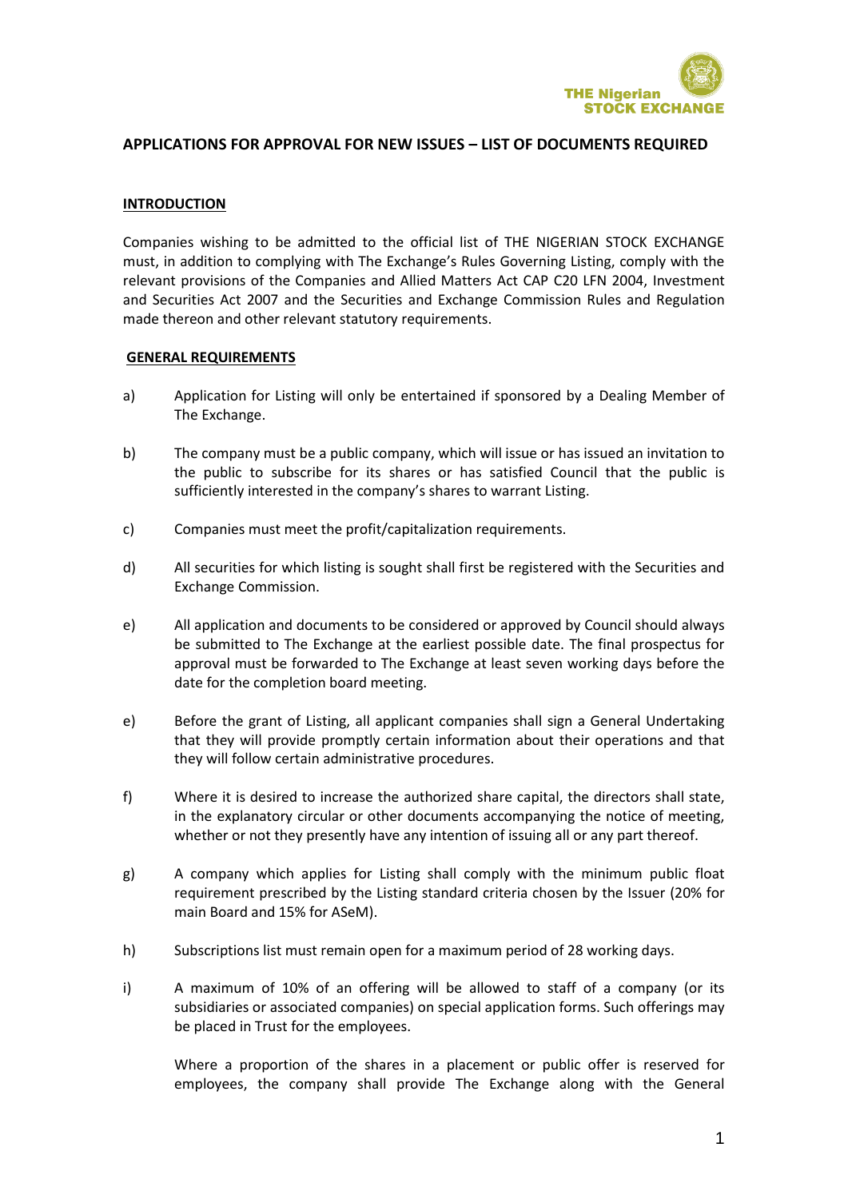## APPLICATIONS FOR APPROVAL FOR NEW ISSUES – LIST OF DOCUMENTS REQUIRED

### INTRODUCTION

Companies wishing to be admitted to the official list of THE NIGERIAN STOCK EXCHANGE must, in addition to complying with The Exchange's Rules Governing Listing, comply with the relevant provisions of the Companies and Allied Matters Act CAP C20 LFN 2004, Investment and Securities Act 2007 and the Securities and Exchange Commission Rules and Regulation made thereon and other relevant statutory requirements.

### GENERAL REQUIREMENTS

a) Application for Listing will only be entertained if sponsored by a Dealing Member of The Exchange.

b) The company must be a public company, which will issue or has issued an invitation to the public to subscribe for its shares or has satisfied Council that the public is sufficiently interested in the company's shares to warrant Listing.

c) Companies must meet the profit/capitalization requirements.

d) All securities for which listing is sought shall first be registered with the Securities and Exchange Commission.

e) All application and documents to be considered or approved by Council should always be submitted to The Exchange at the earliest possible date. The final prospectus for approval must be forwarded to The Exchange at least seven working days before the date for the completion board meeting.

e) Before the grant of Listing, all applicant companies shall sign a General Undertaking that they will provide promptly certain information about their operations and that they will follow certain administrative procedures.

f) Where it is desired to increase the authorized share capital, the directors shall state, in the explanatory circular or other documents accompanying the notice of meeting, whether or not they presently have any intention of issuing all or any part thereof.

g) A company which applies for Listing shall comply with the minimum public float requirement prescribed by the Listing standard criteria chosen by the Issuer (20% for main Board and 15% for ASeM).

h) Subscriptions list must remain open for a maximum period of 28 working days.

i) A maximum of 10% of an offering will be allowed to staff of a company (or its subsidiaries or associated companies) on special application forms. Such offerings may be placed in Trust for the employees.

   Where a proportion of the shares in a placement or public offer is reserved for employees, the company shall provide The Exchange along with the General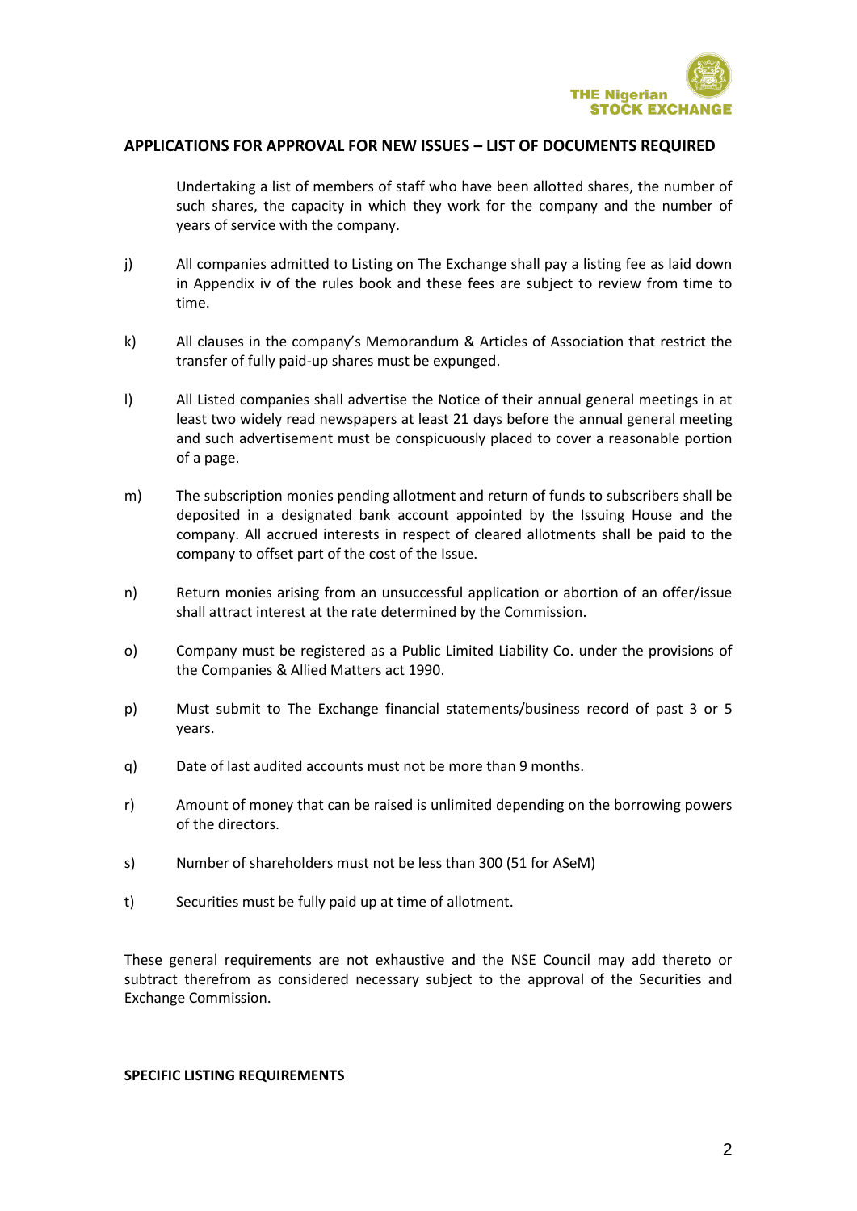## APPLICATIONS FOR APPROVAL FOR NEW ISSUES – LIST OF DOCUMENTS REQUIRED

Undertaking a list of members of staff who have been allotted shares, the number of such shares, the capacity in which they work for the company and the number of years of service with the company.

j) All companies admitted to Listing on The Exchange shall pay a listing fee as laid down in Appendix iv of the rules book and these fees are subject to review from time to time.

k) All clauses in the company's Memorandum & Articles of Association that restrict the transfer of fully paid-up shares must be expunged.

l) All Listed companies shall advertise the Notice of their annual general meetings in at least two widely read newspapers at least 21 days before the annual general meeting and such advertisement must be conspicuously placed to cover a reasonable portion of a page.

m) The subscription monies pending allotment and return of funds to subscribers shall be deposited in a designated bank account appointed by the Issuing House and the company. All accrued interests in respect of cleared allotments shall be paid to the company to offset part of the cost of the Issue.

n) Return monies arising from an unsuccessful application or abortion of an offer/issue shall attract interest at the rate determined by the Commission.

o) Company must be registered as a Public Limited Liability Co. under the provisions of the Companies & Allied Matters act 1990.

p) Must submit to The Exchange financial statements/business record of past 3 or 5 years.

q) Date of last audited accounts must not be more than 9 months.

r) Amount of money that can be raised is unlimited depending on the borrowing powers of the directors.

s) Number of shareholders must not be less than 300 (51 for ASeM)

t) Securities must be fully paid up at time of allotment.

These general requirements are not exhaustive and the NSE Council may add thereto or subtract therefrom as considered necessary subject to the approval of the Securities and Exchange Commission.

**SPECIFIC LISTING REQUIREMENTS**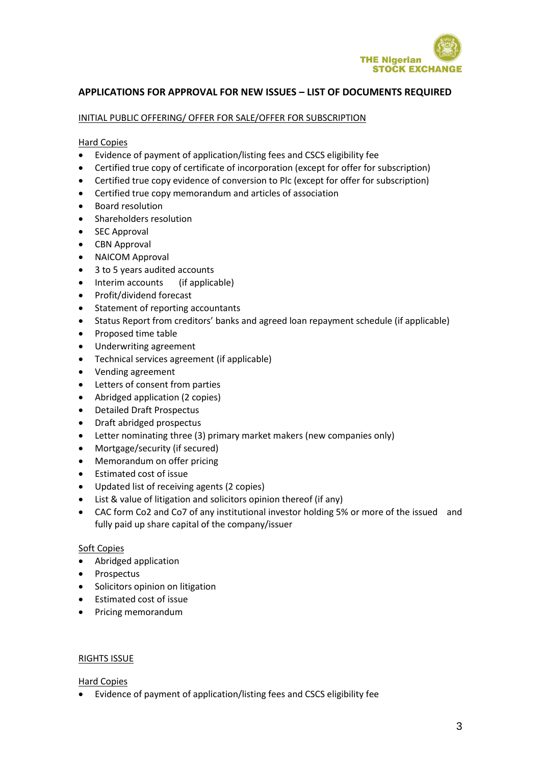## APPLICATIONS FOR APPROVAL FOR NEW ISSUES – LIST OF DOCUMENTS REQUIRED

INITIAL PUBLIC OFFERING/ OFFER FOR SALE/OFFER FOR SUBSCRIPTION

Hard Copies

- Evidence of payment of application/listing fees and CSCS eligibility fee
- Certified true copy of certificate of incorporation (except for offer for subscription)
- Certified true copy evidence of conversion to Plc (except for offer for subscription)
- Certified true copy memorandum and articles of association
- Board resolution
- Shareholders resolution
- SEC Approval
- CBN Approval
- NAICOM Approval
- 3 to 5 years audited accounts
- Interim accounts (if applicable)
- Profit/dividend forecast
- Statement of reporting accountants
- Status Report from creditors' banks and agreed loan repayment schedule (if applicable)
- Proposed time table
- Underwriting agreement
- Technical services agreement (if applicable)
- Vending agreement
- Letters of consent from parties
- Abridged application (2 copies)
- Detailed Draft Prospectus
- Draft abridged prospectus
- Letter nominating three (3) primary market makers (new companies only)
- Mortgage/security (if secured)
- Memorandum on offer pricing
- Estimated cost of issue
- Updated list of receiving agents (2 copies)
- List & value of litigation and solicitors opinion thereof (if any)
- CAC form Co2 and Co7 of any institutional investor holding 5% or more of the issued and fully paid up share capital of the company/issuer

Soft Copies

- Abridged application
- Prospectus
- Solicitors opinion on litigation
- Estimated cost of issue
- Pricing memorandum

RIGHTS ISSUE

Hard Copies

- Evidence of payment of application/listing fees and CSCS eligibility fee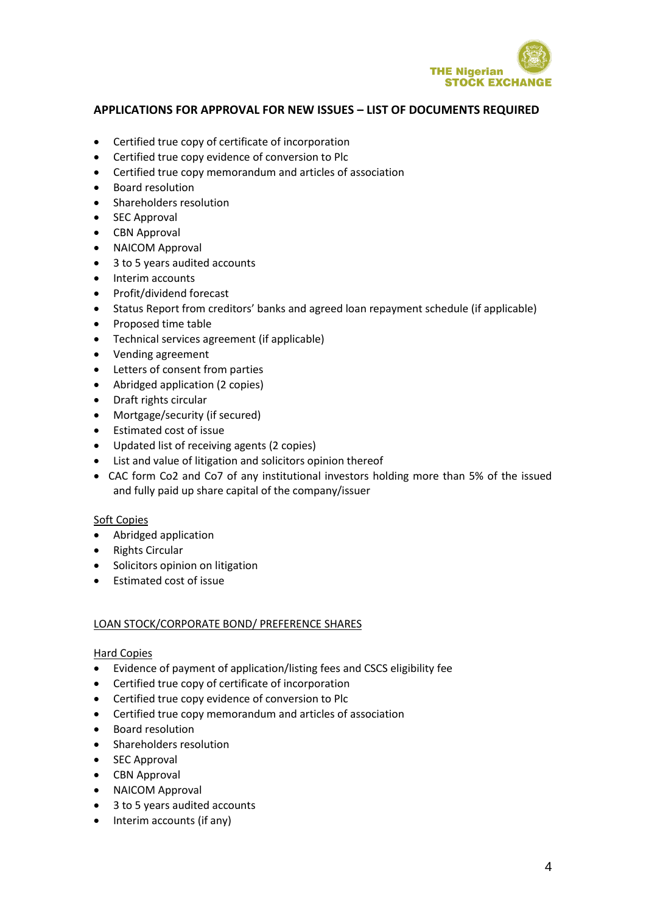## APPLICATIONS FOR APPROVAL FOR NEW ISSUES – LIST OF DOCUMENTS REQUIRED

- Certified true copy of certificate of incorporation
- Certified true copy evidence of conversion to Plc
- Certified true copy memorandum and articles of association
- Board resolution
- Shareholders resolution
- SEC Approval
- CBN Approval
- NAICOM Approval
- 3 to 5 years audited accounts
- Interim accounts
- Profit/dividend forecast
- Status Report from creditors' banks and agreed loan repayment schedule (if applicable)
- Proposed time table
- Technical services agreement (if applicable)
- Vending agreement
- Letters of consent from parties
- Abridged application (2 copies)
- Draft rights circular
- Mortgage/security (if secured)
- Estimated cost of issue
- Updated list of receiving agents (2 copies)
- List and value of litigation and solicitors opinion thereof
- CAC form Co2 and Co7 of any institutional investors holding more than 5% of the issued and fully paid up share capital of the company/issuer

Soft Copies

- Abridged application
- Rights Circular
- Solicitors opinion on litigation
- Estimated cost of issue

LOAN STOCK/CORPORATE BOND/ PREFERENCE SHARES

Hard Copies

- Evidence of payment of application/listing fees and CSCS eligibility fee
- Certified true copy of certificate of incorporation
- Certified true copy evidence of conversion to Plc
- Certified true copy memorandum and articles of association
- Board resolution
- Shareholders resolution
- SEC Approval
- CBN Approval
- NAICOM Approval
- 3 to 5 years audited accounts
- Interim accounts (if any)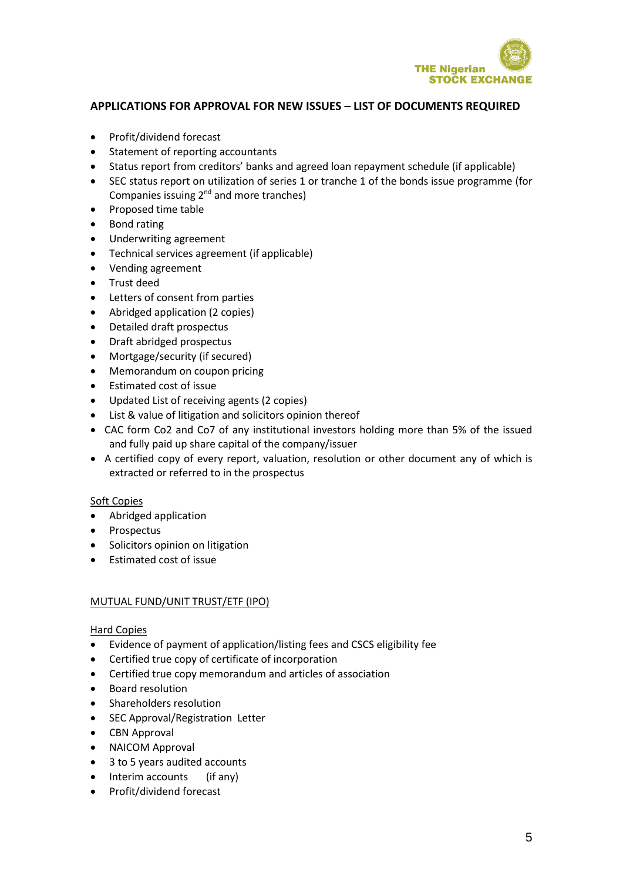## APPLICATIONS FOR APPROVAL FOR NEW ISSUES – LIST OF DOCUMENTS REQUIRED

- Profit/dividend forecast
- Statement of reporting accountants
- Status report from creditors' banks and agreed loan repayment schedule (if applicable)
- SEC status report on utilization of series 1 or tranche 1 of the bonds issue programme (for Companies issuing 2nd and more tranches)
- Proposed time table
- Bond rating
- Underwriting agreement
- Technical services agreement (if applicable)
- Vending agreement
- Trust deed
- Letters of consent from parties
- Abridged application (2 copies)
- Detailed draft prospectus
- Draft abridged prospectus
- Mortgage/security (if secured)
- Memorandum on coupon pricing
- Estimated cost of issue
- Updated List of receiving agents (2 copies)
- List & value of litigation and solicitors opinion thereof
- CAC form Co2 and Co7 of any institutional investors holding more than 5% of the issued and fully paid up share capital of the company/issuer
- A certified copy of every report, valuation, resolution or other document any of which is extracted or referred to in the prospectus

Soft Copies

- Abridged application
- Prospectus
- Solicitors opinion on litigation
- Estimated cost of issue

MUTUAL FUND/UNIT TRUST/ETF (IPO)

Hard Copies

- Evidence of payment of application/listing fees and CSCS eligibility fee
- Certified true copy of certificate of incorporation
- Certified true copy memorandum and articles of association
- Board resolution
- Shareholders resolution
- SEC Approval/Registration Letter
- CBN Approval
- NAICOM Approval
- 3 to 5 years audited accounts
- Interim accounts (if any)
- Profit/dividend forecast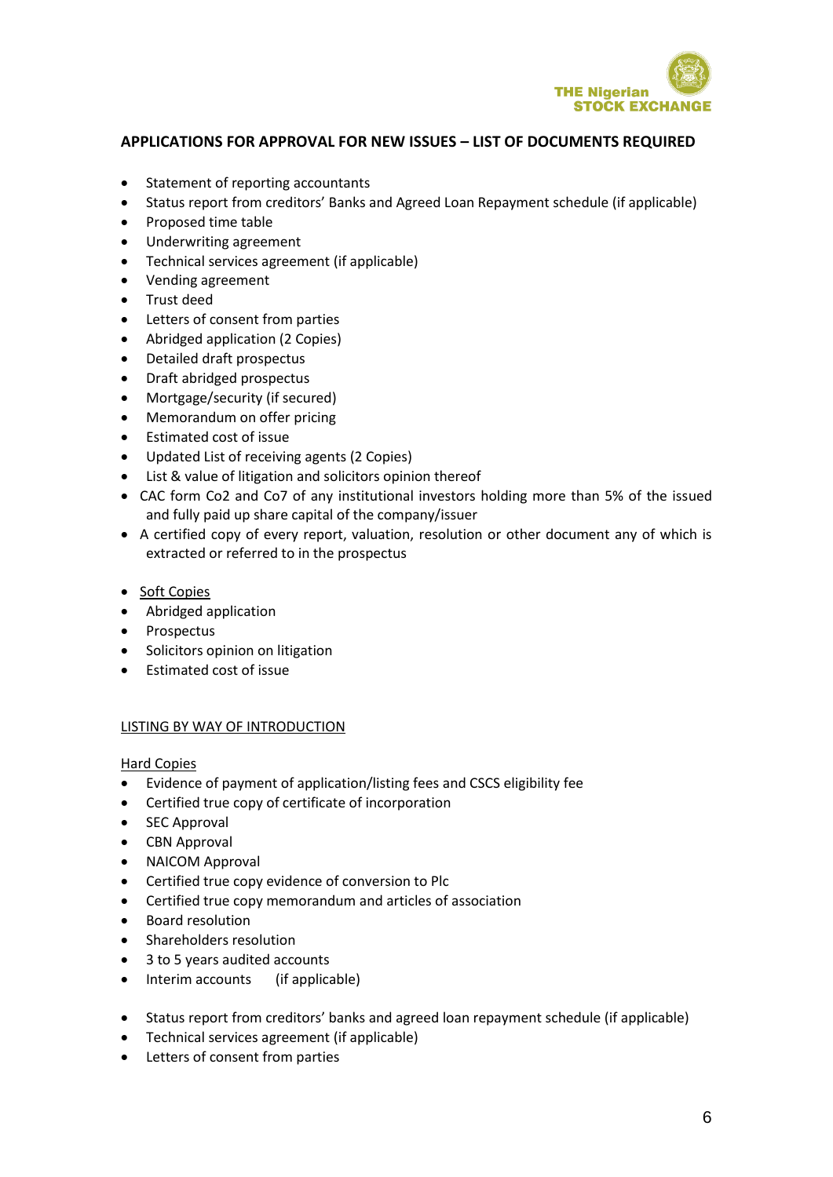## APPLICATIONS FOR APPROVAL FOR NEW ISSUES – LIST OF DOCUMENTS REQUIRED

- Statement of reporting accountants
- Status report from creditors' Banks and Agreed Loan Repayment schedule (if applicable)
- Proposed time table
- Underwriting agreement
- Technical services agreement (if applicable)
- Vending agreement
- Trust deed
- Letters of consent from parties
- Abridged application (2 Copies)
- Detailed draft prospectus
- Draft abridged prospectus
- Mortgage/security (if secured)
- Memorandum on offer pricing
- Estimated cost of issue
- Updated List of receiving agents (2 Copies)
- List & value of litigation and solicitors opinion thereof
- CAC form Co2 and Co7 of any institutional investors holding more than 5% of the issued and fully paid up share capital of the company/issuer
- A certified copy of every report, valuation, resolution or other document any of which is extracted or referred to in the prospectus

- Soft Copies
- Abridged application
- Prospectus
- Solicitors opinion on litigation
- Estimated cost of issue

LISTING BY WAY OF INTRODUCTION

Hard Copies

- Evidence of payment of application/listing fees and CSCS eligibility fee
- Certified true copy of certificate of incorporation
- SEC Approval
- CBN Approval
- NAICOM Approval
- Certified true copy evidence of conversion to Plc
- Certified true copy memorandum and articles of association
- Board resolution
- Shareholders resolution
- 3 to 5 years audited accounts
- Interim accounts (if applicable)

- Status report from creditors' banks and agreed loan repayment schedule (if applicable)
- Technical services agreement (if applicable)
- Letters of consent from parties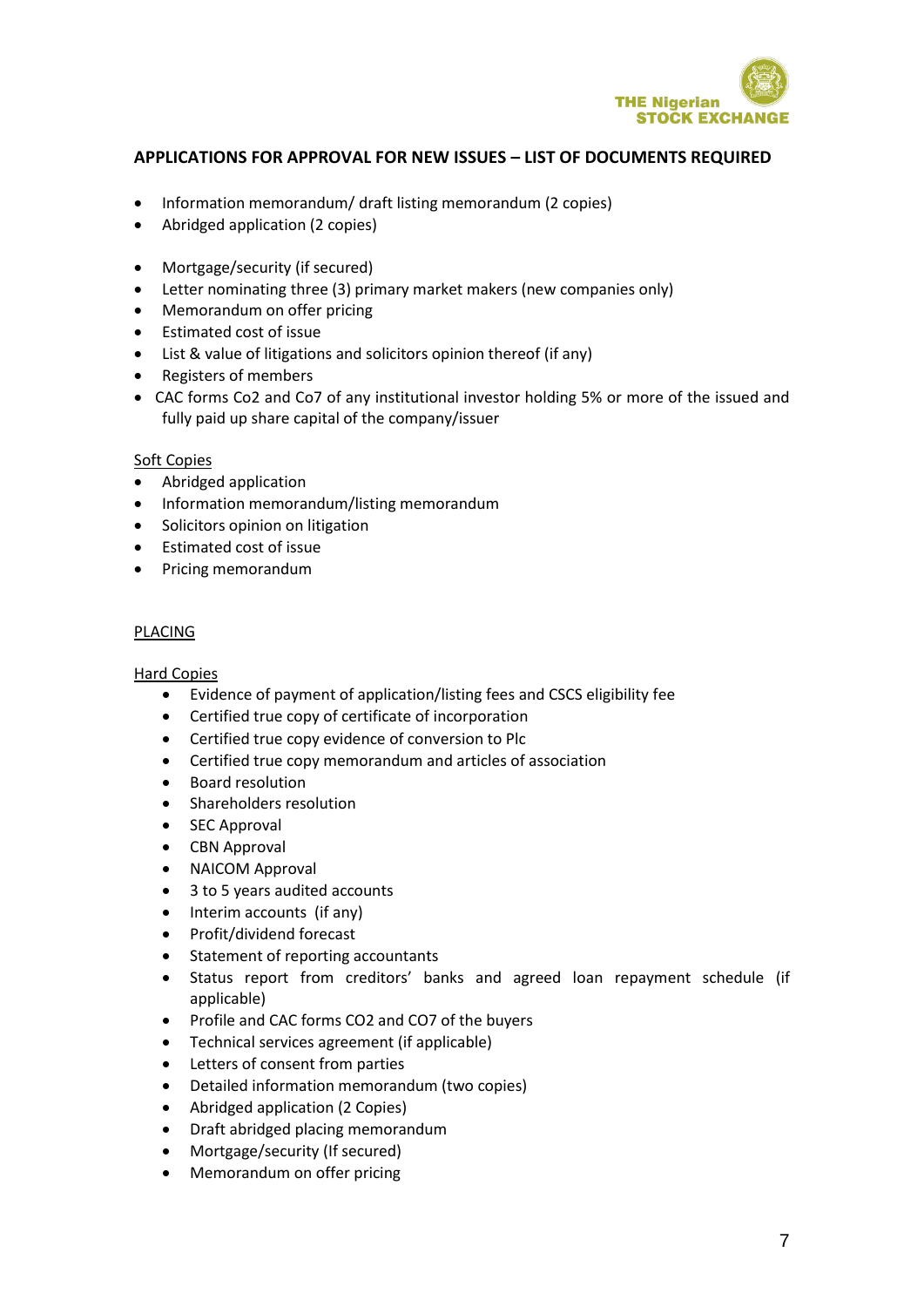## APPLICATIONS FOR APPROVAL FOR NEW ISSUES – LIST OF DOCUMENTS REQUIRED

- Information memorandum/ draft listing memorandum (2 copies)
- Abridged application (2 copies)

- Mortgage/security (if secured)
- Letter nominating three (3) primary market makers (new companies only)
- Memorandum on offer pricing
- Estimated cost of issue
- List & value of litigations and solicitors opinion thereof (if any)
- Registers of members
- CAC forms Co2 and Co7 of any institutional investor holding 5% or more of the issued and fully paid up share capital of the company/issuer

Soft Copies

- Abridged application
- Information memorandum/listing memorandum
- Solicitors opinion on litigation
- Estimated cost of issue
- Pricing memorandum

PLACING

Hard Copies

- Evidence of payment of application/listing fees and CSCS eligibility fee
- Certified true copy of certificate of incorporation
- Certified true copy evidence of conversion to Plc
- Certified true copy memorandum and articles of association
- Board resolution
- Shareholders resolution
- SEC Approval
- CBN Approval
- NAICOM Approval
- 3 to 5 years audited accounts
- Interim accounts (if any)
- Profit/dividend forecast
- Statement of reporting accountants
- Status report from creditors' banks and agreed loan repayment schedule (if applicable)
- Profile and CAC forms CO2 and CO7 of the buyers
- Technical services agreement (if applicable)
- Letters of consent from parties
- Detailed information memorandum (two copies)
- Abridged application (2 Copies)
- Draft abridged placing memorandum
- Mortgage/security (If secured)
- Memorandum on offer pricing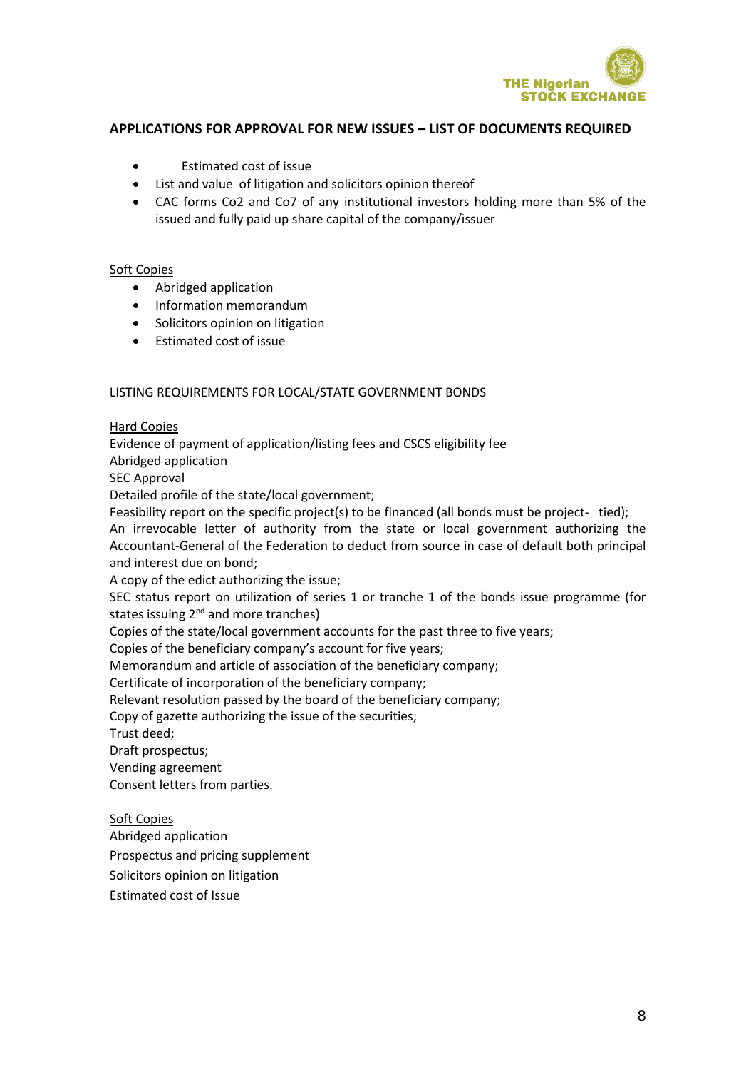## APPLICATIONS FOR APPROVAL FOR NEW ISSUES – LIST OF DOCUMENTS REQUIRED

- Estimated cost of issue
- List and value of litigation and solicitors opinion thereof
- CAC forms Co2 and Co7 of any institutional investors holding more than 5% of the issued and fully paid up share capital of the company/issuer

Soft Copies

- Abridged application
- Information memorandum
- Solicitors opinion on litigation
- Estimated cost of issue

LISTING REQUIREMENTS FOR LOCAL/STATE GOVERNMENT BONDS

Hard Copies

Evidence of payment of application/listing fees and CSCS eligibility fee
Abridged application
SEC Approval
Detailed profile of the state/local government;
Feasibility report on the specific project(s) to be financed (all bonds must be project- tied);
An irrevocable letter of authority from the state or local government authorizing the Accountant-General of the Federation to deduct from source in case of default both principal and interest due on bond;
A copy of the edict authorizing the issue;
SEC status report on utilization of series 1 or tranche 1 of the bonds issue programme (for states issuing 2nd and more tranches)
Copies of the state/local government accounts for the past three to five years;
Copies of the beneficiary company's account for five years;
Memorandum and article of association of the beneficiary company;
Certificate of incorporation of the beneficiary company;
Relevant resolution passed by the board of the beneficiary company;
Copy of gazette authorizing the issue of the securities;
Trust deed;
Draft prospectus;
Vending agreement
Consent letters from parties.

Soft Copies

Abridged application
Prospectus and pricing supplement
Solicitors opinion on litigation
Estimated cost of Issue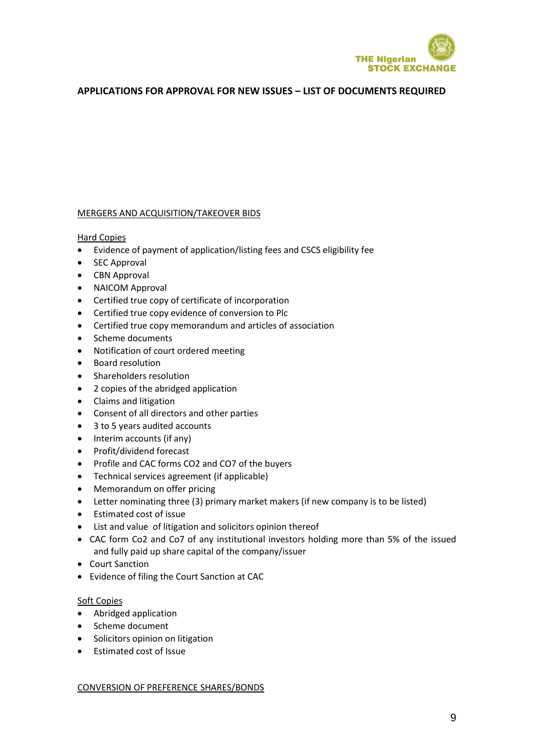THE Nigerian STOCK EXCHANGE

**APPLICATIONS FOR APPROVAL FOR NEW ISSUES – LIST OF DOCUMENTS REQUIRED**

<u>MERGERS AND ACQUISITION/TAKEOVER BIDS</u>

<u>Hard Copies</u>

- Evidence of payment of application/listing fees and CSCS eligibility fee
- SEC Approval
- CBN Approval
- NAICOM Approval
- Certified true copy of certificate of incorporation
- Certified true copy evidence of conversion to Plc
- Certified true copy memorandum and articles of association
- Scheme documents
- Notification of court ordered meeting
- Board resolution
- Shareholders resolution
- 2 copies of the abridged application
- Claims and litigation
- Consent of all directors and other parties
- 3 to 5 years audited accounts
- Interim accounts (if any)
- Profit/dividend forecast
- Profile and CAC forms CO2 and CO7 of the buyers
- Technical services agreement (if applicable)
- Memorandum on offer pricing
- Letter nominating three (3) primary market makers (if new company is to be listed)
- Estimated cost of issue
- List and value of litigation and solicitors opinion thereof
- CAC form Co2 and Co7 of any institutional investors holding more than 5% of the issued and fully paid up share capital of the company/issuer
- Court Sanction
- Evidence of filing the Court Sanction at CAC

<u>Soft Copies</u>

- Abridged application
- Scheme document
- Solicitors opinion on litigation
- Estimated cost of Issue

<u>CONVERSION OF PREFERENCE SHARES/BONDS</u>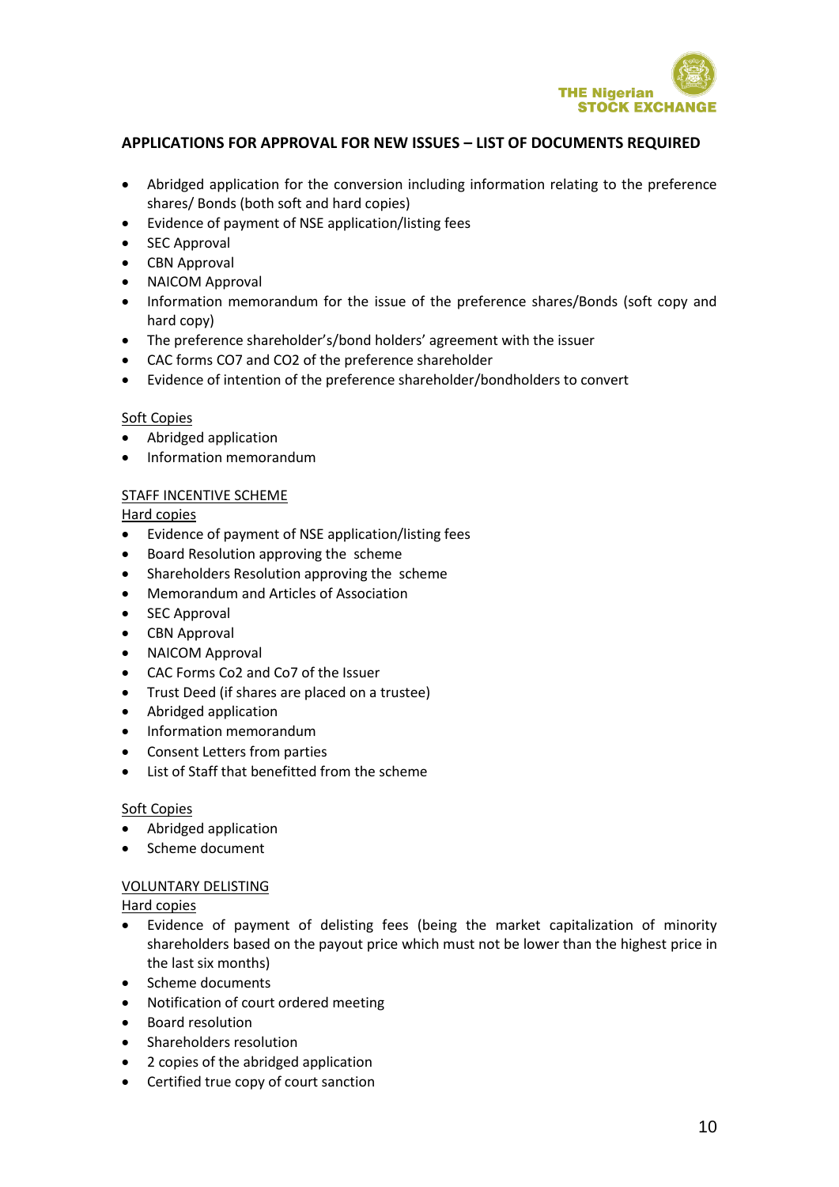## APPLICATIONS FOR APPROVAL FOR NEW ISSUES – LIST OF DOCUMENTS REQUIRED

- Abridged application for the conversion including information relating to the preference shares/ Bonds (both soft and hard copies)
- Evidence of payment of NSE application/listing fees
- SEC Approval
- CBN Approval
- NAICOM Approval
- Information memorandum for the issue of the preference shares/Bonds (soft copy and hard copy)
- The preference shareholder's/bond holders' agreement with the issuer
- CAC forms CO7 and CO2 of the preference shareholder
- Evidence of intention of the preference shareholder/bondholders to convert

<u>Soft Copies</u>

- Abridged application
- Information memorandum

<u>STAFF INCENTIVE SCHEME</u>

<u>Hard copies</u>

- Evidence of payment of NSE application/listing fees
- Board Resolution approving the scheme
- Shareholders Resolution approving the scheme
- Memorandum and Articles of Association
- SEC Approval
- CBN Approval
- NAICOM Approval
- CAC Forms Co2 and Co7 of the Issuer
- Trust Deed (if shares are placed on a trustee)
- Abridged application
- Information memorandum
- Consent Letters from parties
- List of Staff that benefitted from the scheme

<u>Soft Copies</u>

- Abridged application
- Scheme document

<u>VOLUNTARY DELISTING</u>

<u>Hard copies</u>

- Evidence of payment of delisting fees (being the market capitalization of minority shareholders based on the payout price which must not be lower than the highest price in the last six months)
- Scheme documents
- Notification of court ordered meeting
- Board resolution
- Shareholders resolution
- 2 copies of the abridged application
- Certified true copy of court sanction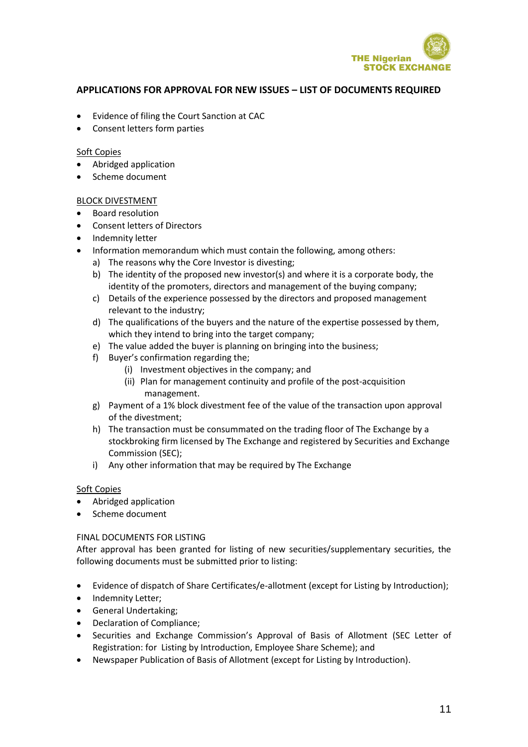## APPLICATIONS FOR APPROVAL FOR NEW ISSUES – LIST OF DOCUMENTS REQUIRED

- Evidence of filing the Court Sanction at CAC
- Consent letters form parties

<u>Soft Copies</u>

- Abridged application
- Scheme document

<u>BLOCK DIVESTMENT</u>

- Board resolution
- Consent letters of Directors
- Indemnity letter
- Information memorandum which must contain the following, among others:
  a) The reasons why the Core Investor is divesting;
  b) The identity of the proposed new investor(s) and where it is a corporate body, the identity of the promoters, directors and management of the buying company;
  c) Details of the experience possessed by the directors and proposed management relevant to the industry;
  d) The qualifications of the buyers and the nature of the expertise possessed by them, which they intend to bring into the target company;
  e) The value added the buyer is planning on bringing into the business;
  f) Buyer's confirmation regarding the;
     (i) Investment objectives in the company; and
     (ii) Plan for management continuity and profile of the post-acquisition management.
  g) Payment of a 1% block divestment fee of the value of the transaction upon approval of the divestment;
  h) The transaction must be consummated on the trading floor of The Exchange by a stockbroking firm licensed by The Exchange and registered by Securities and Exchange Commission (SEC);
  i) Any other information that may be required by The Exchange

<u>Soft Copies</u>

- Abridged application
- Scheme document

FINAL DOCUMENTS FOR LISTING

After approval has been granted for listing of new securities/supplementary securities, the following documents must be submitted prior to listing:

- Evidence of dispatch of Share Certificates/e-allotment (except for Listing by Introduction);
- Indemnity Letter;
- General Undertaking;
- Declaration of Compliance;
- Securities and Exchange Commission's Approval of Basis of Allotment (SEC Letter of Registration: for Listing by Introduction, Employee Share Scheme); and
- Newspaper Publication of Basis of Allotment (except for Listing by Introduction).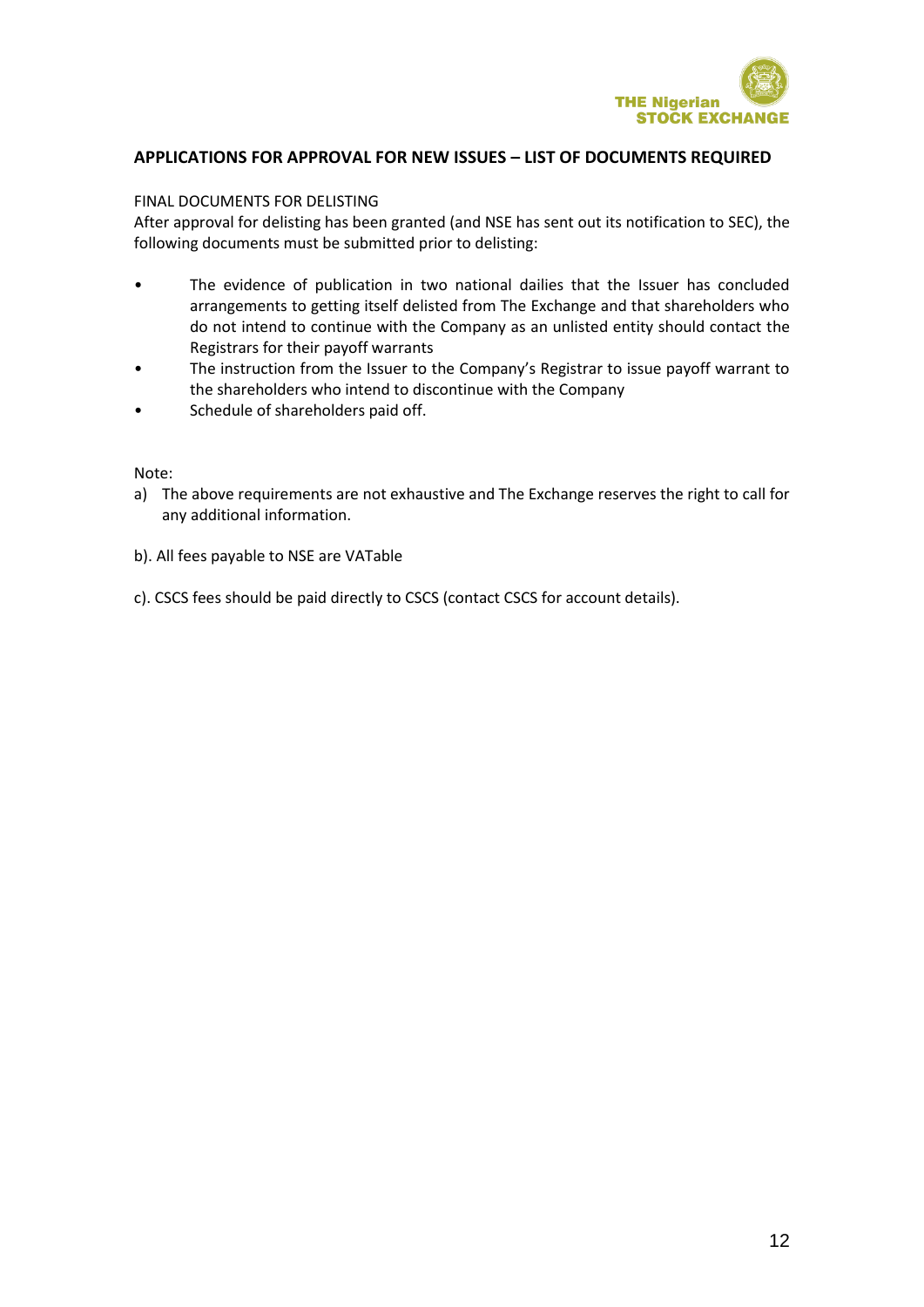## APPLICATIONS FOR APPROVAL FOR NEW ISSUES – LIST OF DOCUMENTS REQUIRED

FINAL DOCUMENTS FOR DELISTING

After approval for delisting has been granted (and NSE has sent out its notification to SEC), the following documents must be submitted prior to delisting:

- The evidence of publication in two national dailies that the Issuer has concluded arrangements to getting itself delisted from The Exchange and that shareholders who do not intend to continue with the Company as an unlisted entity should contact the Registrars for their payoff warrants
- The instruction from the Issuer to the Company's Registrar to issue payoff warrant to the shareholders who intend to discontinue with the Company
- Schedule of shareholders paid off.

Note:

a) The above requirements are not exhaustive and The Exchange reserves the right to call for any additional information.

b). All fees payable to NSE are VATable

c). CSCS fees should be paid directly to CSCS (contact CSCS for account details).